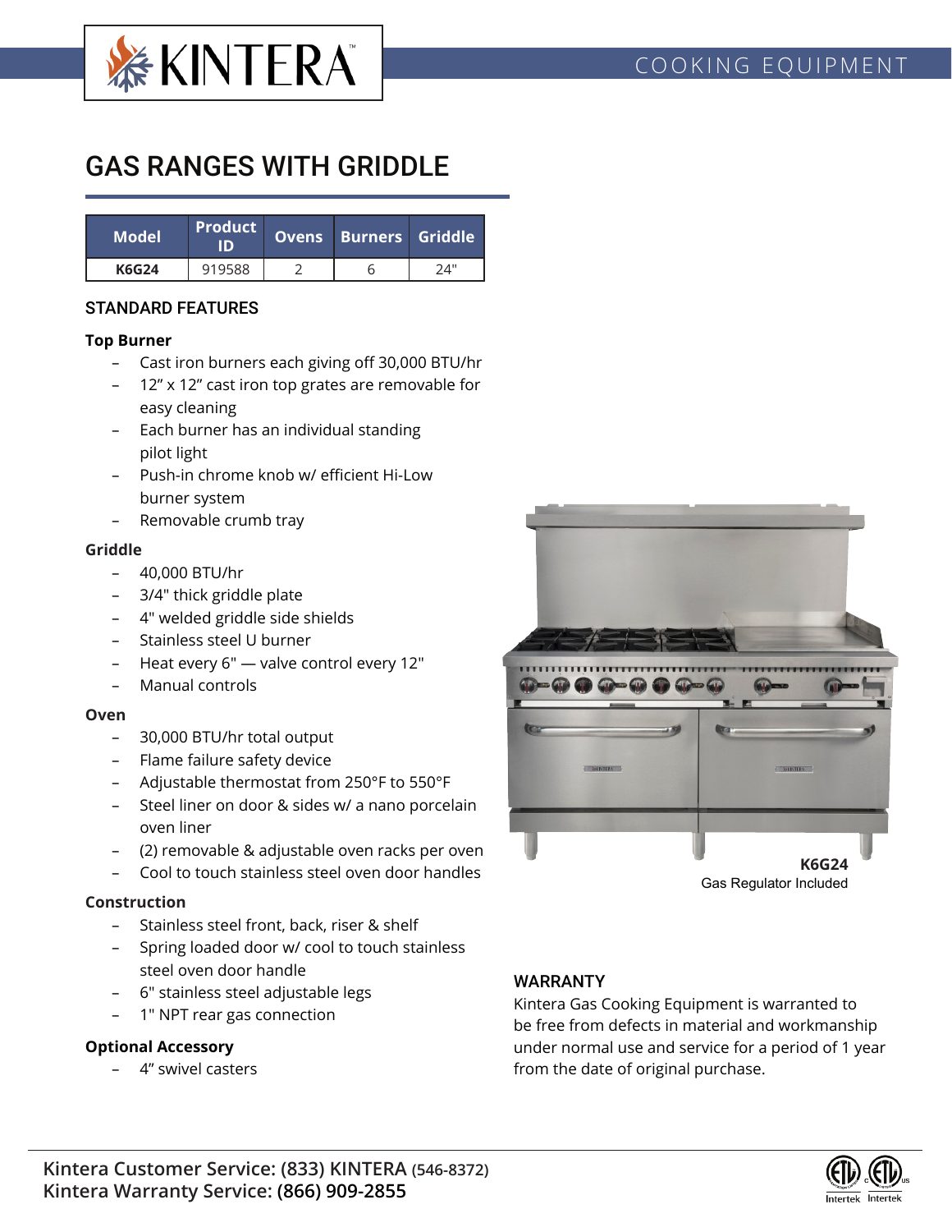KINTERA

COOKING EQUIPMENT

# GAS RANGES WITH GRIDDLE

| Model | Product ID | Ovens | Burners | Griddle |
|---|---|---|---|---|
| **K6G24** | 919588 | 2 | 6 | 24" |

## STANDARD FEATURES

### Top Burner

- Cast iron burners each giving off 30,000 BTU/hr
- 12" x 12" cast iron top grates are removable for easy cleaning
- Each burner has an individual standing pilot light
- Push-in chrome knob w/ efficient Hi-Low burner system
- Removable crumb tray

### Griddle

- 40,000 BTU/hr
- 3/4" thick griddle plate
- 4" welded griddle side shields
- Stainless steel U burner
- Heat every 6" — valve control every 12"
- Manual controls

### Oven

- 30,000 BTU/hr total output
- Flame failure safety device
- Adjustable thermostat from 250°F to 550°F
- Steel liner on door & sides w/ a nano porcelain oven liner
- (2) removable & adjustable oven racks per oven
- Cool to touch stainless steel oven door handles

### Construction

- Stainless steel front, back, riser & shelf
- Spring loaded door w/ cool to touch stainless steel oven door handle
- 6" stainless steel adjustable legs
- 1" NPT rear gas connection

### Optional Accessory

- 4" swivel casters

**K6G24**
Gas Regulator Included

## WARRANTY

Kintera Gas Cooking Equipment is warranted to be free from defects in material and workmanship under normal use and service for a period of 1 year from the date of original purchase.

**Kintera Customer Service: (833) KINTERA (546-8372)**
**Kintera Warranty Service: (866) 909-2855**

Intertek Intertek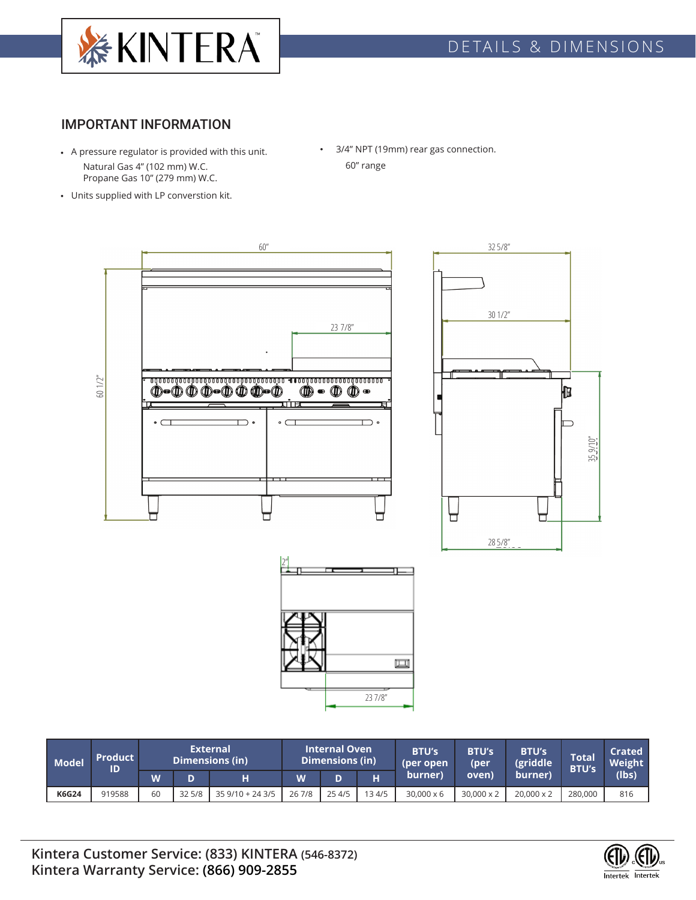## DETAILS & DIMENSIONS

### IMPORTANT INFORMATION

- A pressure regulator is provided with this unit.
  Natural Gas 4" (102 mm) W.C.
  Propane Gas 10" (279 mm) W.C.
- Units supplied with LP converstion kit.
- 3/4" NPT (19mm) rear gas connection.
  60" range

60"
23 7/8"
60 1/2"
32 5/8"
30 1/2"
35 9/10"
28 5/8"
2"
23 7/8"

| Model | Product ID | External Dimensions (in) | | | Internal Oven Dimensions (in) | | | BTU's (per open burner) | BTU's (per oven) | BTU's (griddle burner) | Total BTU's | Crated Weight (lbs) |
|---|---|---|---|---|---|---|---|---|---|---|---|---|
| | | W | D | H | W | D | H | | | | | |
| **K6G24** | 919588 | 60 | 32 5/8 | 35 9/10 + 24 3/5 | 26 7/8 | 25 4/5 | 13 4/5 | 30,000 x 6 | 30,000 x 2 | 20,000 x 2 | 280,000 | 816 |

**Kintera Customer Service: (833) KINTERA (546-8372)**
**Kintera Warranty Service: (866) 909-2855**